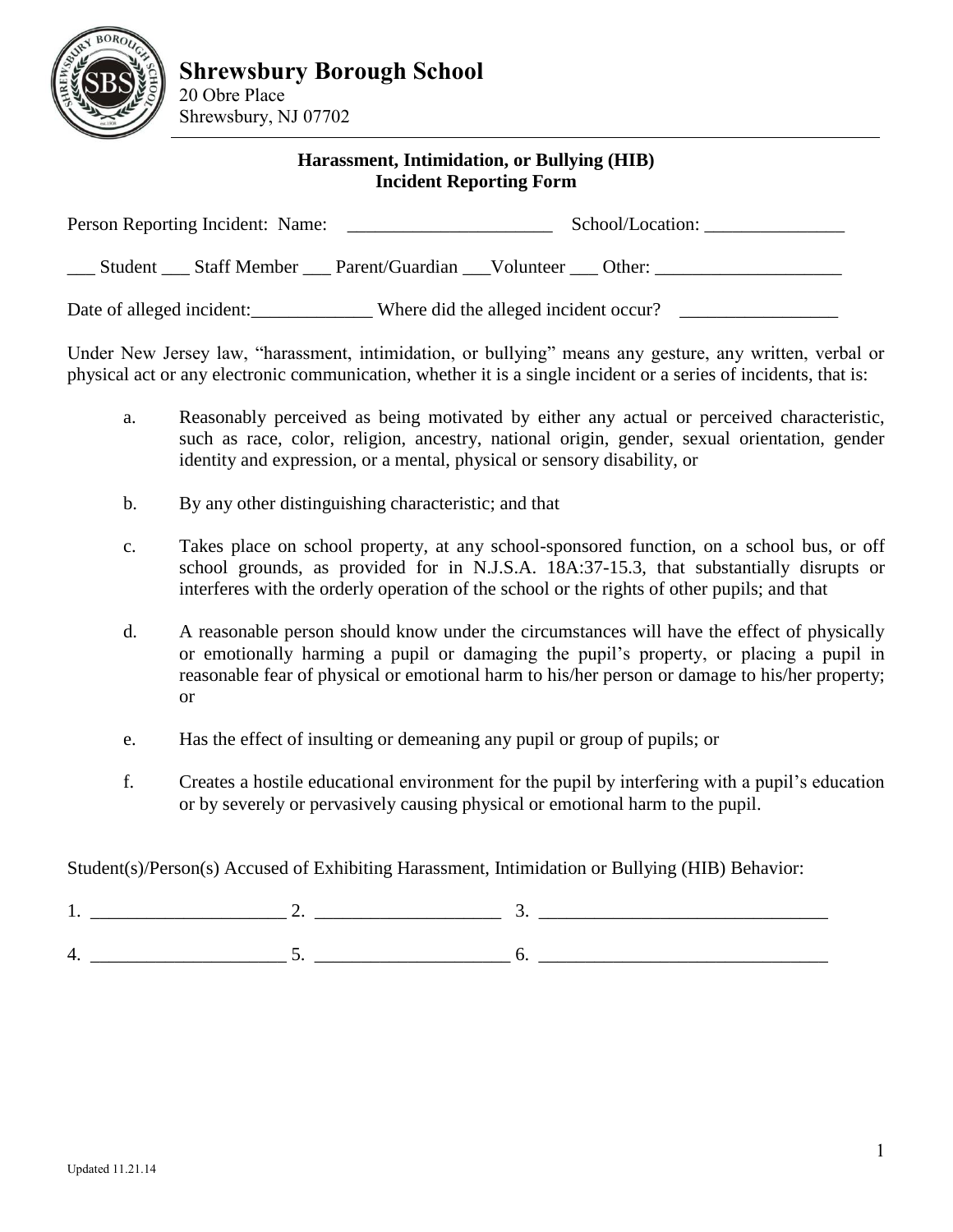# Shrewsbury Borough School

20 Obre Place
Shrewsbury, NJ 07702

---

**Harassment, Intimidation, or Bullying (HIB)**
**Incident Reporting Form**

Person Reporting Incident: Name: ______________________ School/Location: _______________

___ Student ___ Staff Member ___ Parent/Guardian ___Volunteer ___ Other: ____________________

Date of alleged incident:_____________ Where did the alleged incident occur? _________________

Under New Jersey law, "harassment, intimidation, or bullying" means any gesture, any written, verbal or physical act or any electronic communication, whether it is a single incident or a series of incidents, that is:

a. Reasonably perceived as being motivated by either any actual or perceived characteristic, such as race, color, religion, ancestry, national origin, gender, sexual orientation, gender identity and expression, or a mental, physical or sensory disability, or

b. By any other distinguishing characteristic; and that

c. Takes place on school property, at any school-sponsored function, on a school bus, or off school grounds, as provided for in N.J.S.A. 18A:37-15.3, that substantially disrupts or interferes with the orderly operation of the school or the rights of other pupils; and that

d. A reasonable person should know under the circumstances will have the effect of physically or emotionally harming a pupil or damaging the pupil's property, or placing a pupil in reasonable fear of physical or emotional harm to his/her person or damage to his/her property; or

e. Has the effect of insulting or demeaning any pupil or group of pupils; or

f. Creates a hostile educational environment for the pupil by interfering with a pupil's education or by severely or pervasively causing physical or emotional harm to the pupil.

Student(s)/Person(s) Accused of Exhibiting Harassment, Intimidation or Bullying (HIB) Behavior:

1. ____________________ 2. ___________________ 3. ______________________________

4. ____________________ 5. ____________________ 6. ______________________________

Updated 11.21.14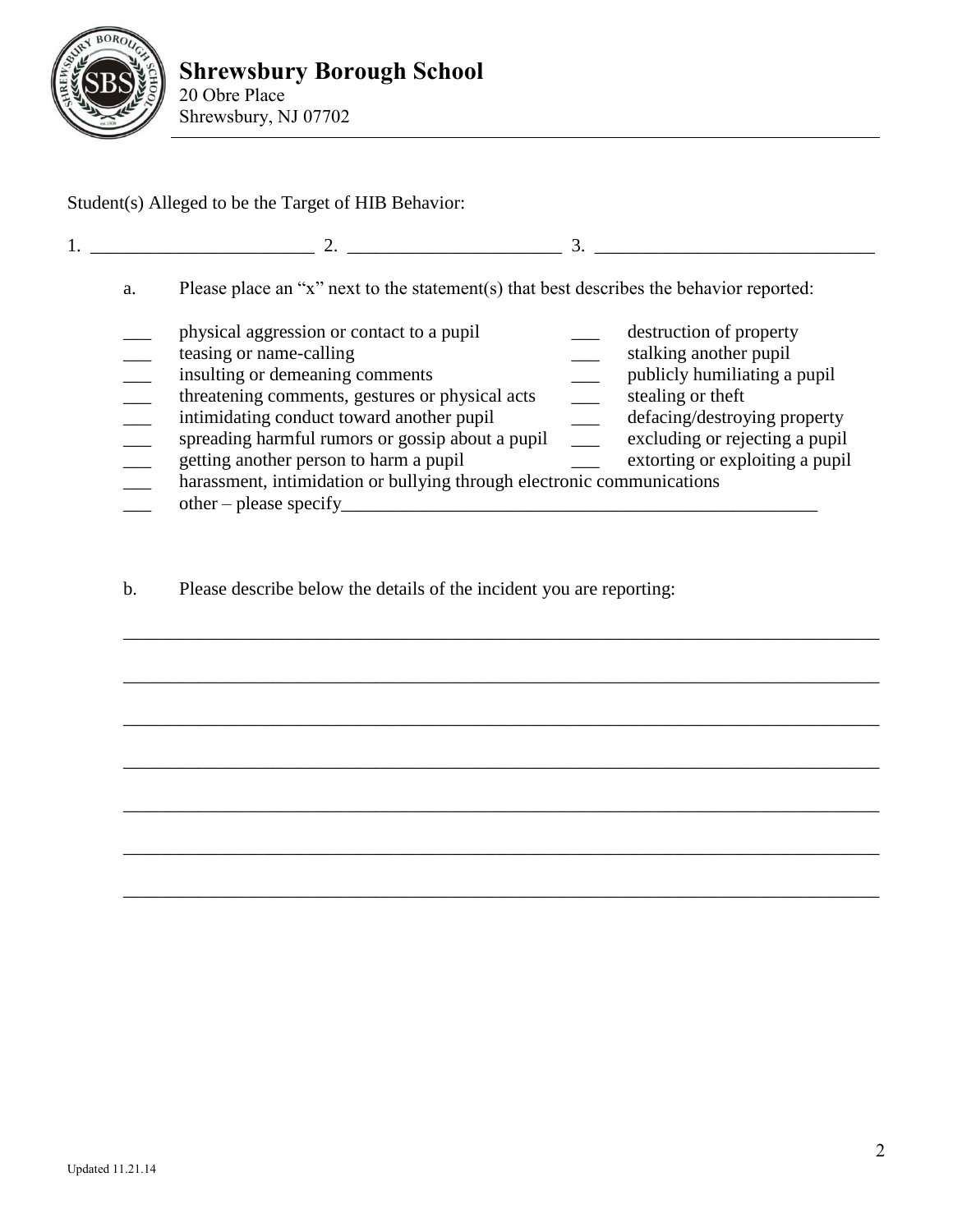## Shrewsbury Borough School
20 Obre Place
Shrewsbury, NJ 07702

---

Student(s) Alleged to be the Target of HIB Behavior:

1. ________________________ 2. ______________________ 3. _____________________________

a. Please place an "x" next to the statement(s) that best describes the behavior reported:

___ physical aggression or contact to a pupil
___ teasing or name-calling
___ insulting or demeaning comments
___ threatening comments, gestures or physical acts
___ intimidating conduct toward another pupil
___ spreading harmful rumors or gossip about a pupil
___ getting another person to harm a pupil
___ destruction of property
___ stalking another pupil
___ publicly humiliating a pupil
___ stealing or theft
___ defacing/destroying property
___ excluding or rejecting a pupil
___ extorting or exploiting a pupil
___ harassment, intimidation or bullying through electronic communications
___ other – please specify_____________________________________________________

b. Please describe below the details of the incident you are reporting:

_______________________________________________________________________________

_______________________________________________________________________________

_______________________________________________________________________________

_______________________________________________________________________________

_______________________________________________________________________________

_______________________________________________________________________________

_______________________________________________________________________________

Updated 11.21.14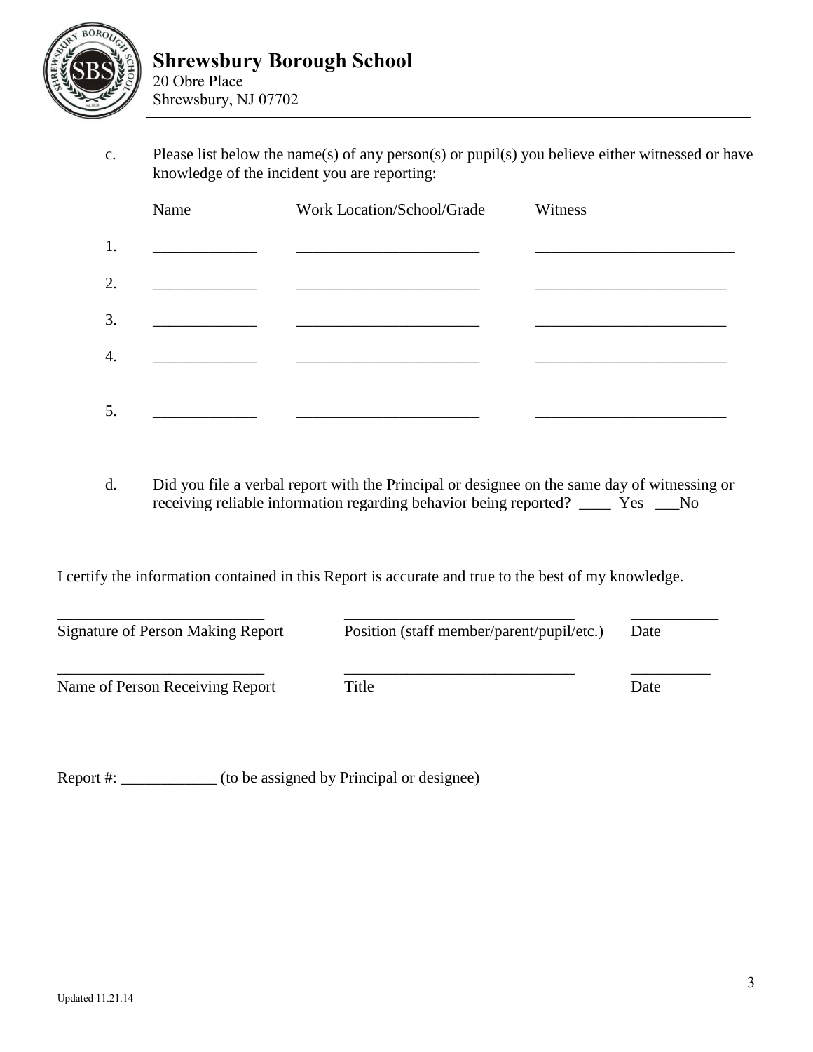**Shrewsbury Borough School**
20 Obre Place
Shrewsbury, NJ 07702

c. Please list below the name(s) of any person(s) or pupil(s) you believe either witnessed or have knowledge of the incident you are reporting:

| | Name | Work Location/School/Grade | Witness |
|---|---|---|---|
| 1. | _____________ | _______________________ | _________________________ |
| 2. | _____________ | _______________________ | ________________________ |
| 3. | _____________ | _______________________ | ________________________ |
| 4. | _____________ | _______________________ | ________________________ |
| 5. | _____________ | _______________________ | ________________________ |

d. Did you file a verbal report with the Principal or designee on the same day of witnessing or receiving reliable information regarding behavior being reported? ____ Yes ___No

I certify the information contained in this Report is accurate and true to the best of my knowledge.

| | | |
|---|---|---|
| __________________________ | _____________________________ | ___________ |
| Signature of Person Making Report | Position (staff member/parent/pupil/etc.) | Date |
| __________________________ | _____________________________ | __________ |
| Name of Person Receiving Report | Title | Date |

Report #: ____________ (to be assigned by Principal or designee)

Updated 11.21.14